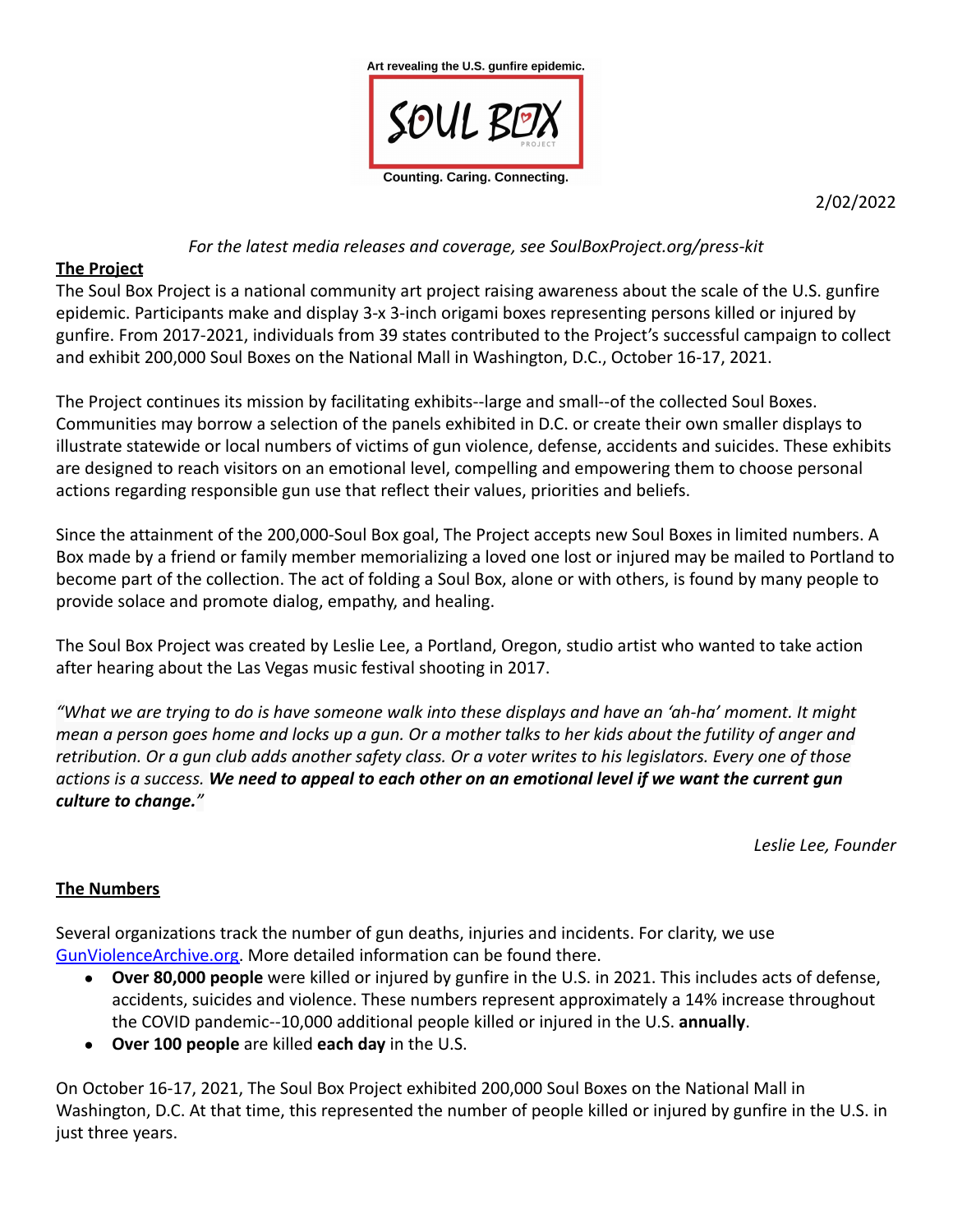Art revealing the U.S. gunfire epidemic.

SOUL BOX PROJECT

Counting. Caring. Connecting.

2/02/2022

*For the latest media releases and coverage, see SoulBoxProject.org/press-kit*

## The Project

The Soul Box Project is a national community art project raising awareness about the scale of the U.S. gunfire epidemic. Participants make and display 3-x 3-inch origami boxes representing persons killed or injured by gunfire. From 2017-2021, individuals from 39 states contributed to the Project's successful campaign to collect and exhibit 200,000 Soul Boxes on the National Mall in Washington, D.C., October 16-17, 2021.

The Project continues its mission by facilitating exhibits--large and small--of the collected Soul Boxes. Communities may borrow a selection of the panels exhibited in D.C. or create their own smaller displays to illustrate statewide or local numbers of victims of gun violence, defense, accidents and suicides. These exhibits are designed to reach visitors on an emotional level, compelling and empowering them to choose personal actions regarding responsible gun use that reflect their values, priorities and beliefs.

Since the attainment of the 200,000-Soul Box goal, The Project accepts new Soul Boxes in limited numbers. A Box made by a friend or family member memorializing a loved one lost or injured may be mailed to Portland to become part of the collection. The act of folding a Soul Box, alone or with others, is found by many people to provide solace and promote dialog, empathy, and healing.

The Soul Box Project was created by Leslie Lee, a Portland, Oregon, studio artist who wanted to take action after hearing about the Las Vegas music festival shooting in 2017.

*"What we are trying to do is have someone walk into these displays and have an 'ah-ha' moment. It might mean a person goes home and locks up a gun. Or a mother talks to her kids about the futility of anger and retribution. Or a gun club adds another safety class. Or a voter writes to his legislators. Every one of those actions is a success.* ***We need to appeal to each other on an emotional level if we want the current gun culture to change."***

*Leslie Lee, Founder*

## The Numbers

Several organizations track the number of gun deaths, injuries and incidents. For clarity, we use [GunViolenceArchive.org](GunViolenceArchive.org). More detailed information can be found there.

- **Over 80,000 people** were killed or injured by gunfire in the U.S. in 2021. This includes acts of defense, accidents, suicides and violence. These numbers represent approximately a 14% increase throughout the COVID pandemic--10,000 additional people killed or injured in the U.S. **annually**.
- **Over 100 people** are killed **each day** in the U.S.

On October 16-17, 2021, The Soul Box Project exhibited 200,000 Soul Boxes on the National Mall in Washington, D.C. At that time, this represented the number of people killed or injured by gunfire in the U.S. in just three years.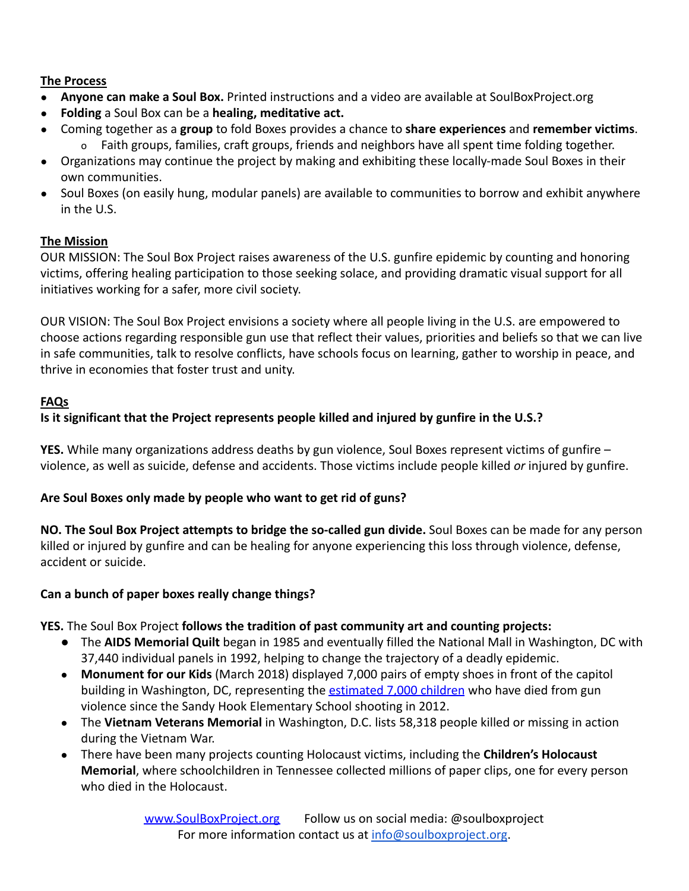## The Process

- **Anyone can make a Soul Box.** Printed instructions and a video are available at SoulBoxProject.org
- **Folding** a Soul Box can be a **healing, meditative act.**
- Coming together as a **group** to fold Boxes provides a chance to **share experiences** and **remember victims**.
    - Faith groups, families, craft groups, friends and neighbors have all spent time folding together.
- Organizations may continue the project by making and exhibiting these locally-made Soul Boxes in their own communities.
- Soul Boxes (on easily hung, modular panels) are available to communities to borrow and exhibit anywhere in the U.S.

## The Mission

OUR MISSION: The Soul Box Project raises awareness of the U.S. gunfire epidemic by counting and honoring victims, offering healing participation to those seeking solace, and providing dramatic visual support for all initiatives working for a safer, more civil society.

OUR VISION: The Soul Box Project envisions a society where all people living in the U.S. are empowered to choose actions regarding responsible gun use that reflect their values, priorities and beliefs so that we can live in safe communities, talk to resolve conflicts, have schools focus on learning, gather to worship in peace, and thrive in economies that foster trust and unity.

## FAQs

**Is it significant that the Project represents people killed and injured by gunfire in the U.S.?**

**YES.** While many organizations address deaths by gun violence, Soul Boxes represent victims of gunfire – violence, as well as suicide, defense and accidents. Those victims include people killed *or* injured by gunfire.

**Are Soul Boxes only made by people who want to get rid of guns?**

**NO. The Soul Box Project attempts to bridge the so-called gun divide.** Soul Boxes can be made for any person killed or injured by gunfire and can be healing for anyone experiencing this loss through violence, defense, accident or suicide.

**Can a bunch of paper boxes really change things?**

**YES.** The Soul Box Project **follows the tradition of past community art and counting projects:**

- The **AIDS Memorial Quilt** began in 1985 and eventually filled the National Mall in Washington, DC with 37,440 individual panels in 1992, helping to change the trajectory of a deadly epidemic.
- **Monument for our Kids** (March 2018) displayed 7,000 pairs of empty shoes in front of the capitol building in Washington, DC, representing the [estimated 7,000 children] who have died from gun violence since the Sandy Hook Elementary School shooting in 2012.
- The **Vietnam Veterans Memorial** in Washington, D.C. lists 58,318 people killed or missing in action during the Vietnam War.
- There have been many projects counting Holocaust victims, including the **Children's Holocaust Memorial**, where schoolchildren in Tennessee collected millions of paper clips, one for every person who died in the Holocaust.

www.SoulBoxProject.org Follow us on social media: @soulboxproject
For more information contact us at info@soulboxproject.org.